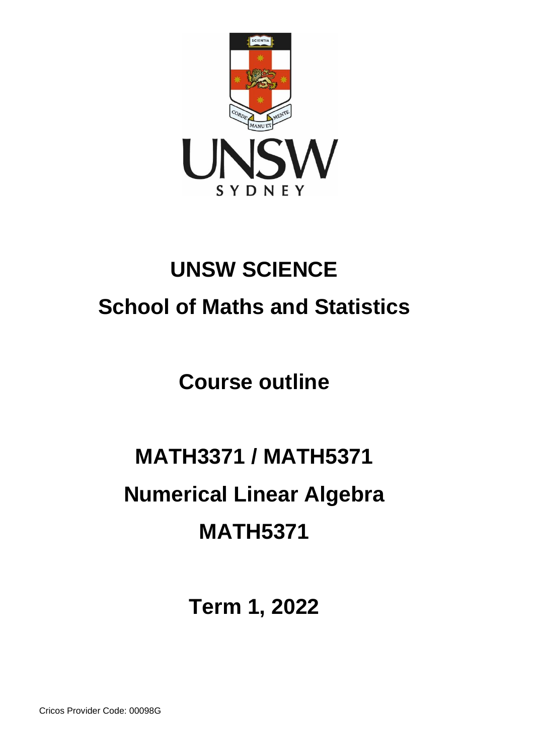# UNSW SCIENCE

## School of Maths and Statistics

## Course outline

# MATH3371 / MATH5371

# Numerical Linear Algebra

# MATH5371

## Term 1, 2022

Cricos Provider Code: 00098G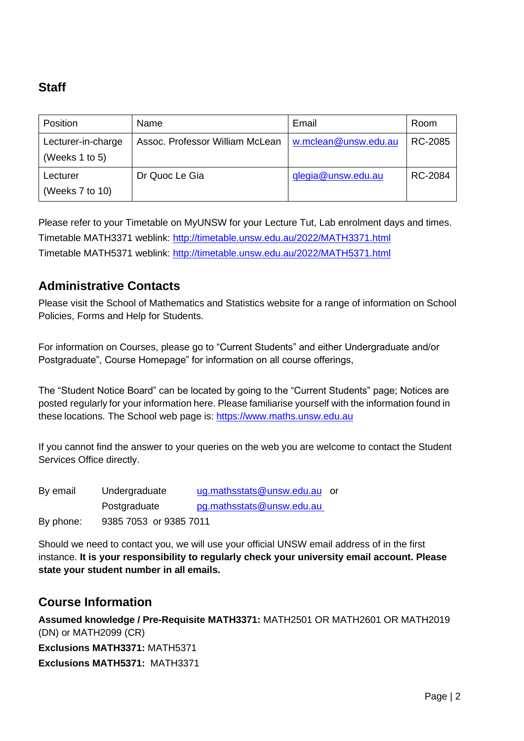## Staff

| Position | Name | Email | Room |
|---|---|---|---|
| Lecturer-in-charge (Weeks 1 to 5) | Assoc. Professor William McLean | w.mclean@unsw.edu.au | RC-2085 |
| Lecturer (Weeks 7 to 10) | Dr Quoc Le Gia | qlegia@unsw.edu.au | RC-2084 |

Please refer to your Timetable on MyUNSW for your Lecture Tut, Lab enrolment days and times.
Timetable MATH3371 weblink: http://timetable.unsw.edu.au/2022/MATH3371.html
Timetable MATH5371 weblink: http://timetable.unsw.edu.au/2022/MATH5371.html

## Administrative Contacts

Please visit the School of Mathematics and Statistics website for a range of information on School Policies, Forms and Help for Students.

For information on Courses, please go to "Current Students" and either Undergraduate and/or Postgraduate", Course Homepage" for information on all course offerings,

The "Student Notice Board" can be located by going to the "Current Students" page; Notices are posted regularly for your information here. Please familiarise yourself with the information found in these locations. The School web page is: https://www.maths.unsw.edu.au

If you cannot find the answer to your queries on the web you are welcome to contact the Student Services Office directly.

| | | |
|---|---|---|
| By email | Undergraduate | ug.mathsstats@unsw.edu.au or |
| | Postgraduate | pg.mathsstats@unsw.edu.au |
| By phone: | 9385 7053 or 9385 7011 | |

Should we need to contact you, we will use your official UNSW email address of in the first instance. **It is your responsibility to regularly check your university email account. Please state your student number in all emails.**

## Course Information

**Assumed knowledge / Pre-Requisite MATH3371:** MATH2501 OR MATH2601 OR MATH2019 (DN) or MATH2099 (CR)
**Exclusions MATH3371:** MATH5371
**Exclusions MATH5371:** MATH3371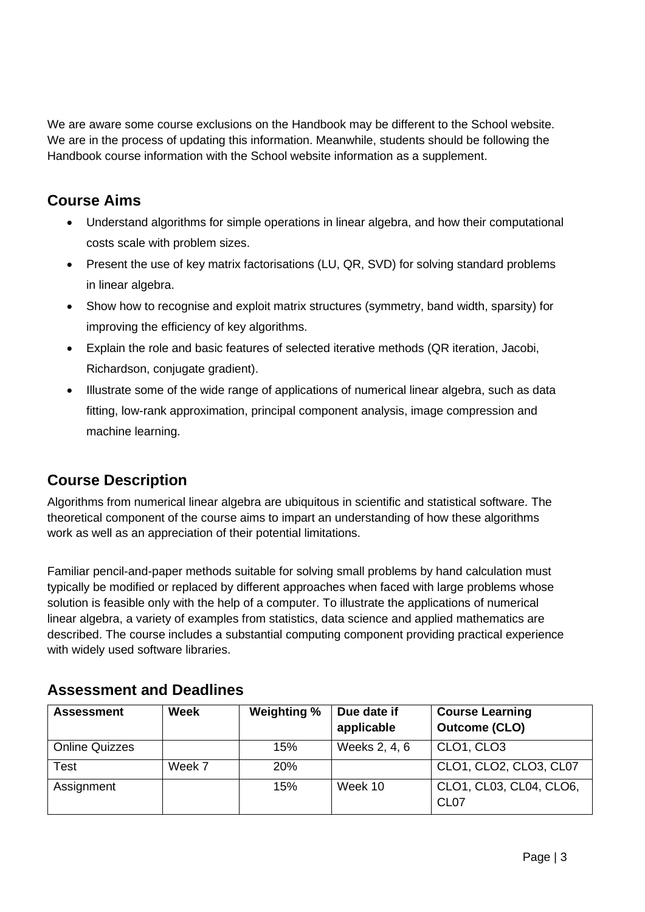We are aware some course exclusions on the Handbook may be different to the School website. We are in the process of updating this information. Meanwhile, students should be following the Handbook course information with the School website information as a supplement.

## Course Aims

- Understand algorithms for simple operations in linear algebra, and how their computational costs scale with problem sizes.
- Present the use of key matrix factorisations (LU, QR, SVD) for solving standard problems in linear algebra.
- Show how to recognise and exploit matrix structures (symmetry, band width, sparsity) for improving the efficiency of key algorithms.
- Explain the role and basic features of selected iterative methods (QR iteration, Jacobi, Richardson, conjugate gradient).
- Illustrate some of the wide range of applications of numerical linear algebra, such as data fitting, low-rank approximation, principal component analysis, image compression and machine learning.

## Course Description

Algorithms from numerical linear algebra are ubiquitous in scientific and statistical software. The theoretical component of the course aims to impart an understanding of how these algorithms work as well as an appreciation of their potential limitations.

Familiar pencil-and-paper methods suitable for solving small problems by hand calculation must typically be modified or replaced by different approaches when faced with large problems whose solution is feasible only with the help of a computer. To illustrate the applications of numerical linear algebra, a variety of examples from statistics, data science and applied mathematics are described. The course includes a substantial computing component providing practical experience with widely used software libraries.

## Assessment and Deadlines

| Assessment | Week | Weighting % | Due date if applicable | Course Learning Outcome (CLO) |
|---|---|---|---|---|
| Online Quizzes | | 15% | Weeks 2, 4, 6 | CLO1, CLO3 |
| Test | Week 7 | 20% | | CLO1, CLO2, CLO3, CL07 |
| Assignment | | 15% | Week 10 | CLO1, CL03, CL04, CLO6, CL07 |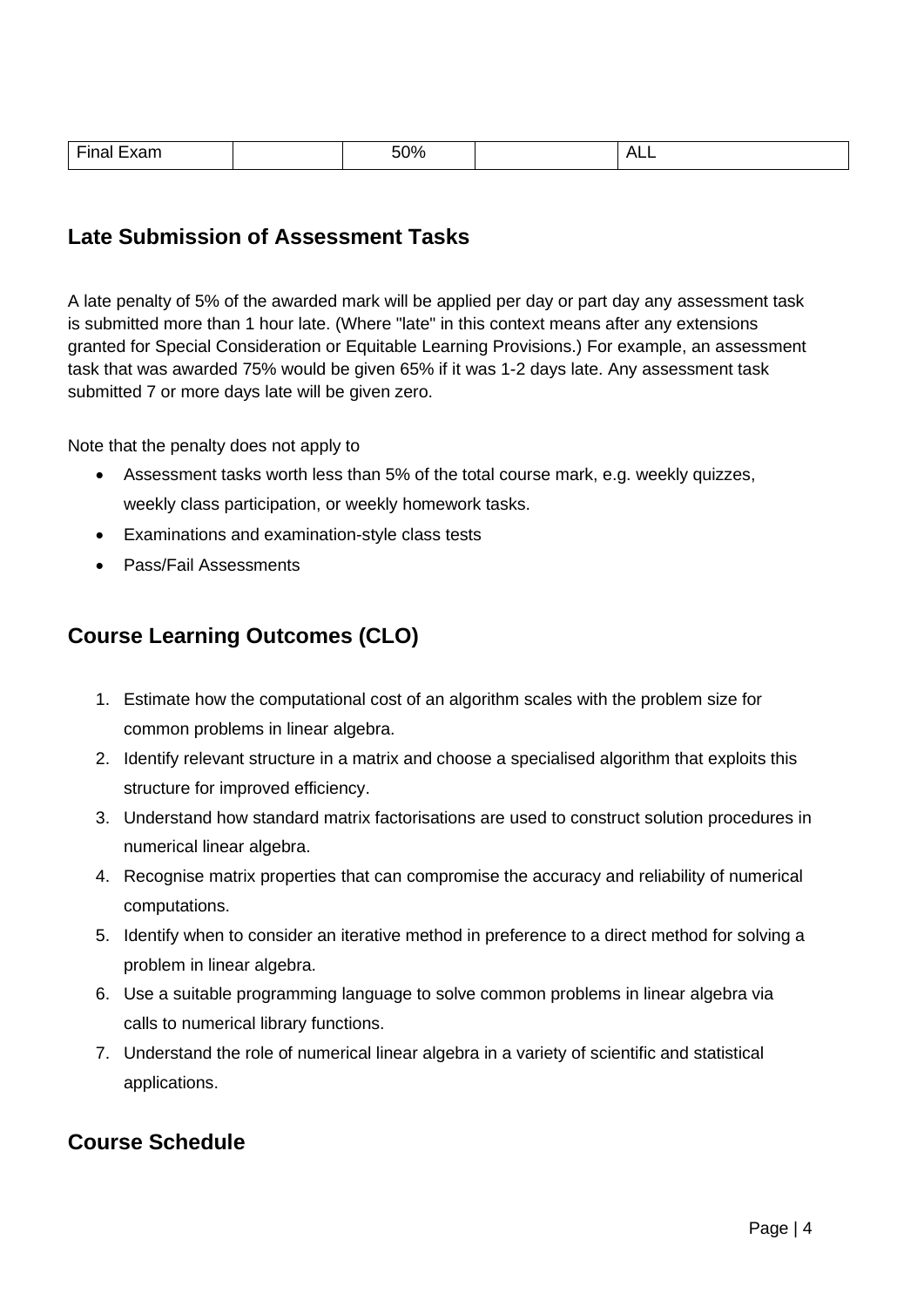| Final Exam | | 50% | | ALL |
|---|---|---|---|---|

## Late Submission of Assessment Tasks

A late penalty of 5% of the awarded mark will be applied per day or part day any assessment task is submitted more than 1 hour late. (Where "late" in this context means after any extensions granted for Special Consideration or Equitable Learning Provisions.) For example, an assessment task that was awarded 75% would be given 65% if it was 1-2 days late. Any assessment task submitted 7 or more days late will be given zero.

Note that the penalty does not apply to

- Assessment tasks worth less than 5% of the total course mark, e.g. weekly quizzes, weekly class participation, or weekly homework tasks.
- Examinations and examination-style class tests
- Pass/Fail Assessments

## Course Learning Outcomes (CLO)

1. Estimate how the computational cost of an algorithm scales with the problem size for common problems in linear algebra.
2. Identify relevant structure in a matrix and choose a specialised algorithm that exploits this structure for improved efficiency.
3. Understand how standard matrix factorisations are used to construct solution procedures in numerical linear algebra.
4. Recognise matrix properties that can compromise the accuracy and reliability of numerical computations.
5. Identify when to consider an iterative method in preference to a direct method for solving a problem in linear algebra.
6. Use a suitable programming language to solve common problems in linear algebra via calls to numerical library functions.
7. Understand the role of numerical linear algebra in a variety of scientific and statistical applications.

## Course Schedule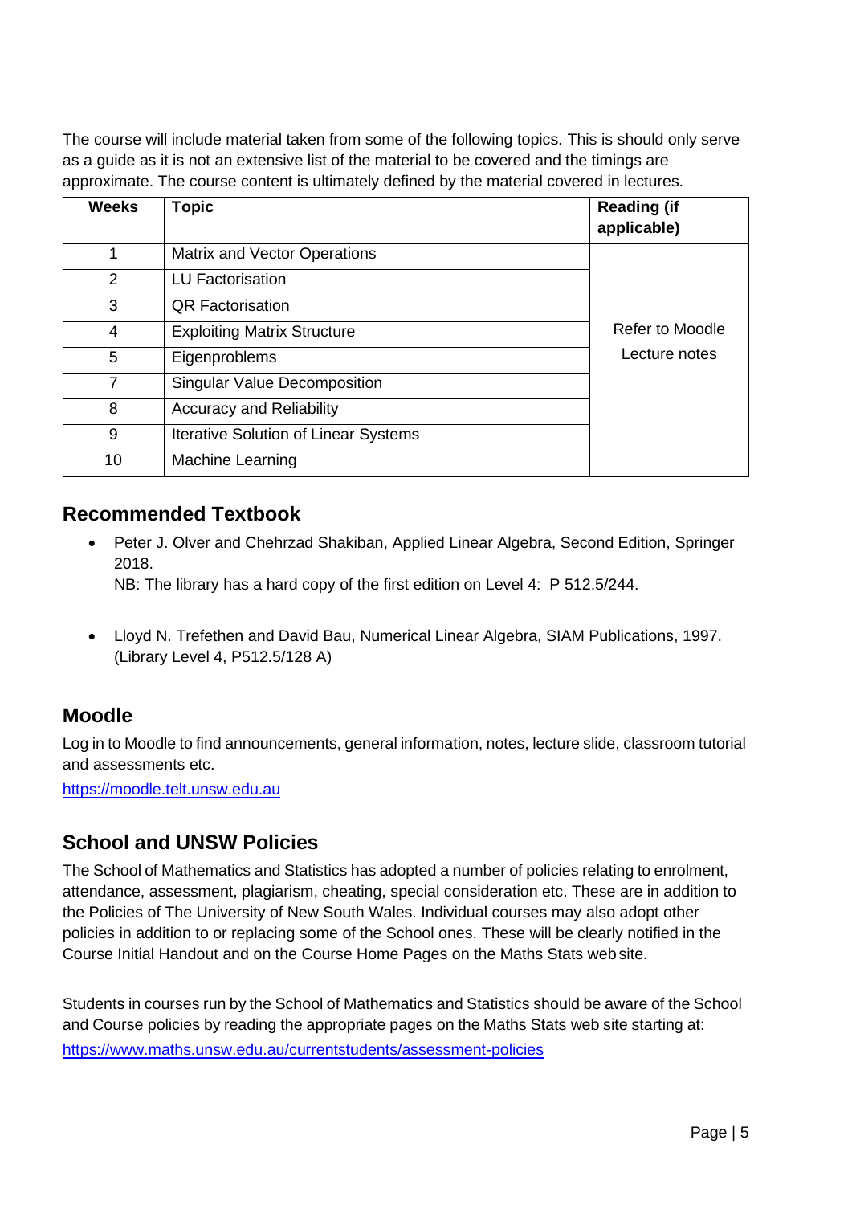The course will include material taken from some of the following topics. This is should only serve as a guide as it is not an extensive list of the material to be covered and the timings are approximate. The course content is ultimately defined by the material covered in lectures.

| Weeks | Topic | Reading (if applicable) |
|---|---|---|
| 1 | Matrix and Vector Operations | Refer to Moodle Lecture notes |
| 2 | LU Factorisation | |
| 3 | QR Factorisation | |
| 4 | Exploiting Matrix Structure | |
| 5 | Eigenproblems | |
| 7 | Singular Value Decomposition | |
| 8 | Accuracy and Reliability | |
| 9 | Iterative Solution of Linear Systems | |
| 10 | Machine Learning | |

## Recommended Textbook

- Peter J. Olver and Chehrzad Shakiban, Applied Linear Algebra, Second Edition, Springer 2018.
  NB: The library has a hard copy of the first edition on Level 4: P 512.5/244.

- Lloyd N. Trefethen and David Bau, Numerical Linear Algebra, SIAM Publications, 1997. (Library Level 4, P512.5/128 A)

## Moodle

Log in to Moodle to find announcements, general information, notes, lecture slide, classroom tutorial and assessments etc.

https://moodle.telt.unsw.edu.au

## School and UNSW Policies

The School of Mathematics and Statistics has adopted a number of policies relating to enrolment, attendance, assessment, plagiarism, cheating, special consideration etc. These are in addition to the Policies of The University of New South Wales. Individual courses may also adopt other policies in addition to or replacing some of the School ones. These will be clearly notified in the Course Initial Handout and on the Course Home Pages on the Maths Stats web site.

Students in courses run by the School of Mathematics and Statistics should be aware of the School and Course policies by reading the appropriate pages on the Maths Stats web site starting at:
https://www.maths.unsw.edu.au/currentstudents/assessment-policies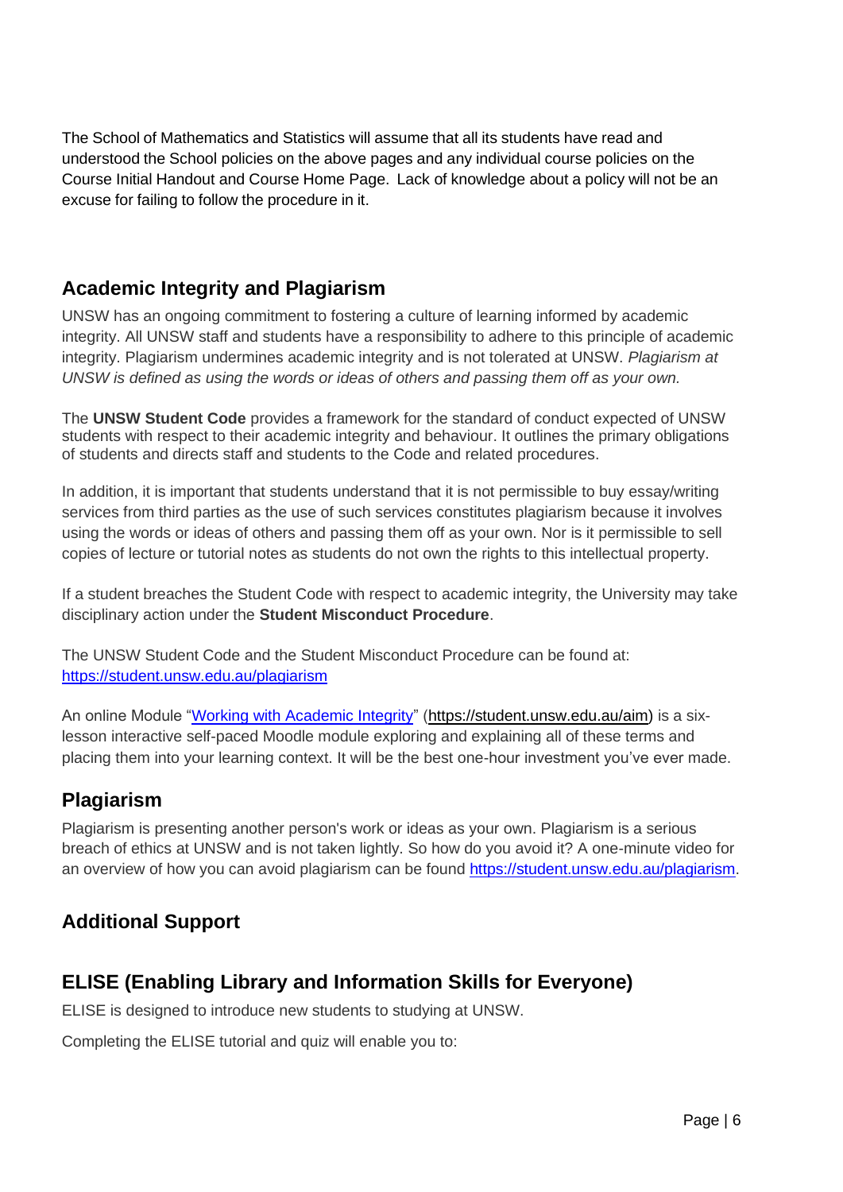The School of Mathematics and Statistics will assume that all its students have read and understood the School policies on the above pages and any individual course policies on the Course Initial Handout and Course Home Page. Lack of knowledge about a policy will not be an excuse for failing to follow the procedure in it.

## Academic Integrity and Plagiarism

UNSW has an ongoing commitment to fostering a culture of learning informed by academic integrity. All UNSW staff and students have a responsibility to adhere to this principle of academic integrity. Plagiarism undermines academic integrity and is not tolerated at UNSW. *Plagiarism at UNSW is defined as using the words or ideas of others and passing them off as your own.*

The **UNSW Student Code** provides a framework for the standard of conduct expected of UNSW students with respect to their academic integrity and behaviour. It outlines the primary obligations of students and directs staff and students to the Code and related procedures.

In addition, it is important that students understand that it is not permissible to buy essay/writing services from third parties as the use of such services constitutes plagiarism because it involves using the words or ideas of others and passing them off as your own. Nor is it permissible to sell copies of lecture or tutorial notes as students do not own the rights to this intellectual property.

If a student breaches the Student Code with respect to academic integrity, the University may take disciplinary action under the **Student Misconduct Procedure**.

The UNSW Student Code and the Student Misconduct Procedure can be found at: [https://student.unsw.edu.au/plagiarism](https://student.unsw.edu.au/plagiarism)

An online Module "[Working with Academic Integrity](https://student.unsw.edu.au/aim)" (https://student.unsw.edu.au/aim) is a six-lesson interactive self-paced Moodle module exploring and explaining all of these terms and placing them into your learning context. It will be the best one-hour investment you've ever made.

## Plagiarism

Plagiarism is presenting another person's work or ideas as your own. Plagiarism is a serious breach of ethics at UNSW and is not taken lightly. So how do you avoid it? A one-minute video for an overview of how you can avoid plagiarism can be found [https://student.unsw.edu.au/plagiarism](https://student.unsw.edu.au/plagiarism).

## Additional Support

## ELISE (Enabling Library and Information Skills for Everyone)

ELISE is designed to introduce new students to studying at UNSW.

Completing the ELISE tutorial and quiz will enable you to: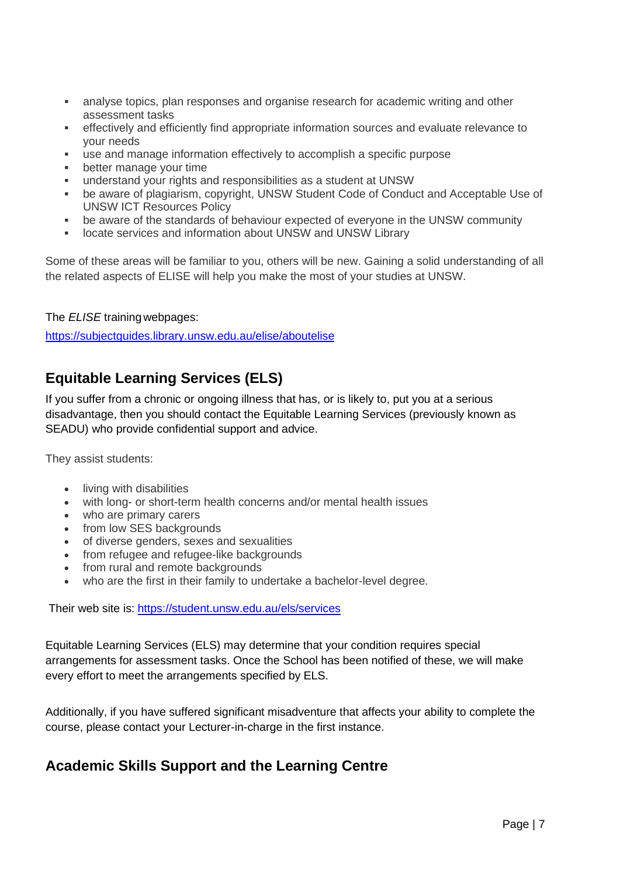- analyse topics, plan responses and organise research for academic writing and other assessment tasks
- effectively and efficiently find appropriate information sources and evaluate relevance to your needs
- use and manage information effectively to accomplish a specific purpose
- better manage your time
- understand your rights and responsibilities as a student at UNSW
- be aware of plagiarism, copyright, UNSW Student Code of Conduct and Acceptable Use of UNSW ICT Resources Policy
- be aware of the standards of behaviour expected of everyone in the UNSW community
- locate services and information about UNSW and UNSW Library

Some of these areas will be familiar to you, others will be new. Gaining a solid understanding of all the related aspects of ELISE will help you make the most of your studies at UNSW.

The *ELISE* training webpages:

https://subjectguides.library.unsw.edu.au/elise/aboutelise

## Equitable Learning Services (ELS)

If you suffer from a chronic or ongoing illness that has, or is likely to, put you at a serious disadvantage, then you should contact the Equitable Learning Services (previously known as SEADU) who provide confidential support and advice.

They assist students:

- living with disabilities
- with long- or short-term health concerns and/or mental health issues
- who are primary carers
- from low SES backgrounds
- of diverse genders, sexes and sexualities
- from refugee and refugee-like backgrounds
- from rural and remote backgrounds
- who are the first in their family to undertake a bachelor-level degree.

Their web site is: https://student.unsw.edu.au/els/services

Equitable Learning Services (ELS) may determine that your condition requires special arrangements for assessment tasks. Once the School has been notified of these, we will make every effort to meet the arrangements specified by ELS.

Additionally, if you have suffered significant misadventure that affects your ability to complete the course, please contact your Lecturer-in-charge in the first instance.

## Academic Skills Support and the Learning Centre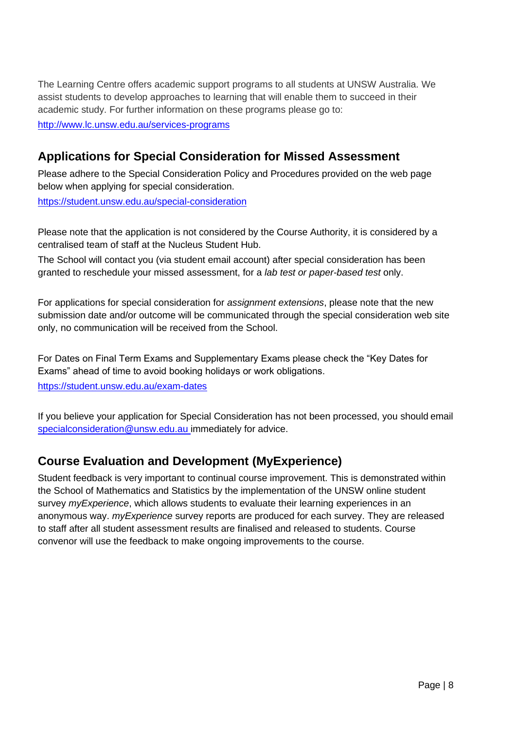The Learning Centre offers academic support programs to all students at UNSW Australia. We assist students to develop approaches to learning that will enable them to succeed in their academic study. For further information on these programs please go to:

http://www.lc.unsw.edu.au/services-programs

## Applications for Special Consideration for Missed Assessment

Please adhere to the Special Consideration Policy and Procedures provided on the web page below when applying for special consideration.

https://student.unsw.edu.au/special-consideration

Please note that the application is not considered by the Course Authority, it is considered by a centralised team of staff at the Nucleus Student Hub.

The School will contact you (via student email account) after special consideration has been granted to reschedule your missed assessment, for a *lab test or paper-based test* only.

For applications for special consideration for *assignment extensions*, please note that the new submission date and/or outcome will be communicated through the special consideration web site only, no communication will be received from the School.

For Dates on Final Term Exams and Supplementary Exams please check the "Key Dates for Exams" ahead of time to avoid booking holidays or work obligations.

https://student.unsw.edu.au/exam-dates

If you believe your application for Special Consideration has not been processed, you should email specialconsideration@unsw.edu.au immediately for advice.

## Course Evaluation and Development (MyExperience)

Student feedback is very important to continual course improvement. This is demonstrated within the School of Mathematics and Statistics by the implementation of the UNSW online student survey *myExperience*, which allows students to evaluate their learning experiences in an anonymous way. *myExperience* survey reports are produced for each survey. They are released to staff after all student assessment results are finalised and released to students. Course convenor will use the feedback to make ongoing improvements to the course.